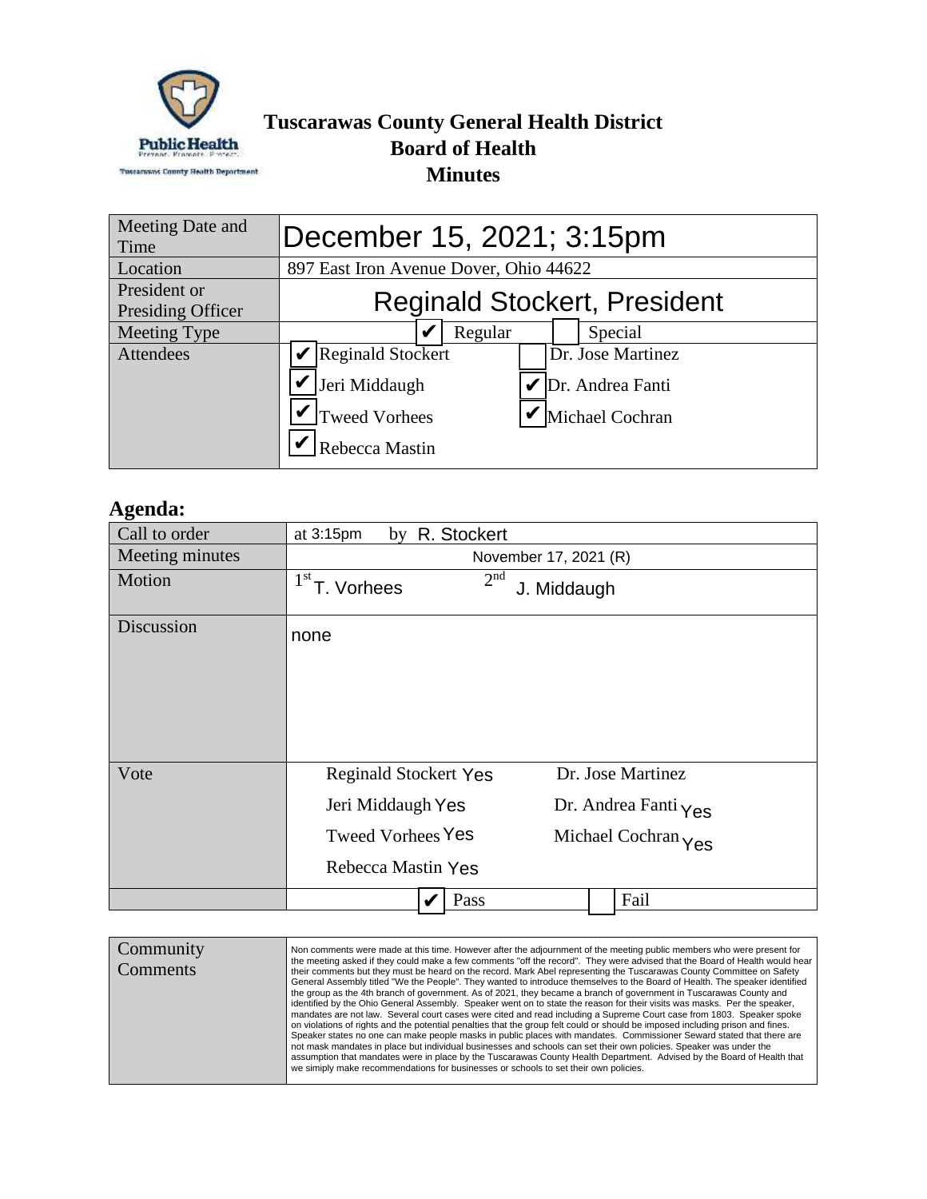# Tuscarawas County General Health District
## Board of Health
## Minutes

| | |
|---|---|
| Meeting Date and Time | December 15, 2021; 3:15pm |
| Location | 897 East Iron Avenue Dover, Ohio 44622 |
| President or Presiding Officer | Reginald Stockert, President |
| Meeting Type | ✔ Regular ☐ Special |
| Attendees | ✔ Reginald Stockert ☐ Dr. Jose Martinez ✔ Jeri Middaugh ✔ Dr. Andrea Fanti ✔ Tweed Vorhees ✔ Michael Cochran ✔ Rebecca Mastin |

## Agenda:

| | |
|---|---|
| Call to order | at 3:15pm by R. Stockert |
| Meeting minutes | November 17, 2021 (R) |
| Motion | 1st T. Vorhees 2nd J. Middaugh |
| Discussion | none |
| Vote | Reginald Stockert Yes; Dr. Jose Martinez; Jeri Middaugh Yes; Dr. Andrea Fanti Yes; Tweed Vorhees Yes; Michael Cochran Yes; Rebecca Mastin Yes |
| | ✔ Pass ☐ Fail |

| | |
|---|---|
| Community Comments | Non comments were made at this time. However after the adjournment of the meeting public members who were present for the meeting asked if they could make a few comments "off the record". They were advised that the Board of Health would hear their comments but they must be heard on the record. Mark Abel representing the Tuscarawas County Committee on Safety General Assembly titled "We the People". They wanted to introduce themselves to the Board of Health. The speaker identified the group as the 4th branch of government. As of 2021, they became a branch of government in Tuscarawas County and identified by the Ohio General Assembly. Speaker went on to state the reason for their visits was masks. Per the speaker, mandates are not law. Several court cases were cited and read including a Supreme Court case from 1803. Speaker spoke on violations of rights and the potential penalties that the group felt could or should be imposed including prison and fines. Speaker states no one can make people masks in public places with mandates. Commissioner Seward stated that there are not mask mandates in place but individual businesses and schools can set their own policies. Speaker was under the assumption that mandates were in place by the Tuscarawas County Health Department. Advised by the Board of Health that we simiply make recommendations for businesses or schools to set their own policies. |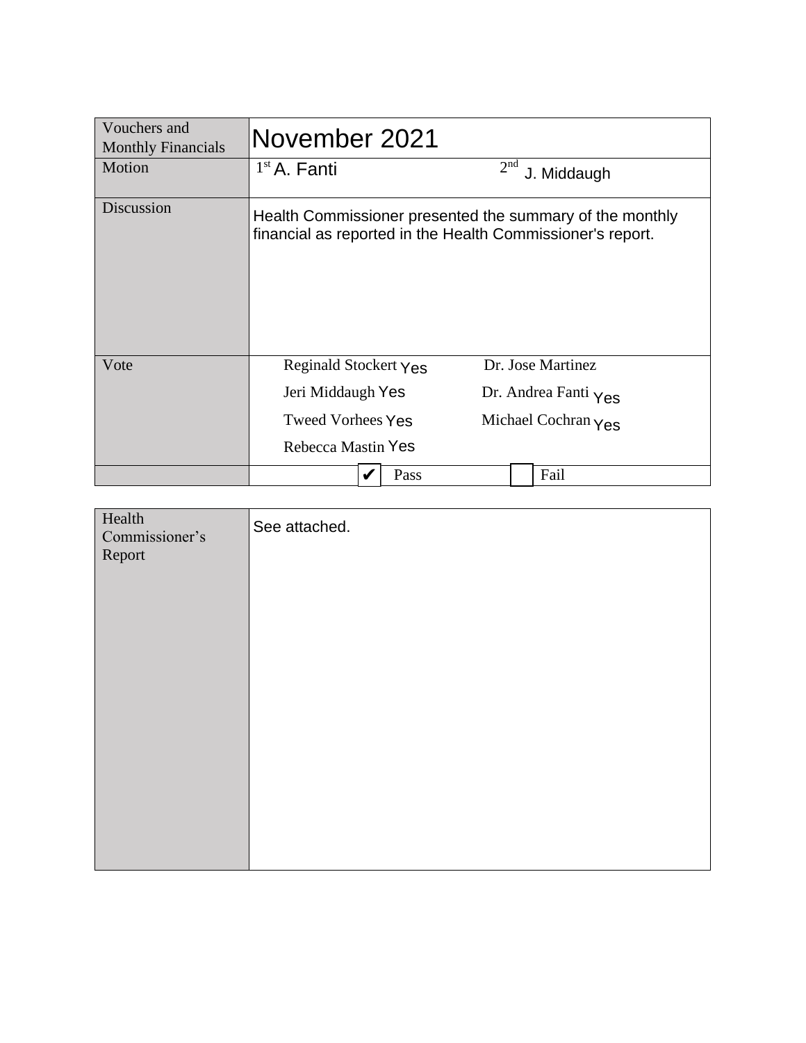| Vouchers and Monthly Financials | November 2021 | | | |
|---|---|---|---|---|
| Motion | 1st A. Fanti | | 2nd J. Middaugh | |
| Discussion | Health Commissioner presented the summary of the monthly financial as reported in the Health Commissioner's report. | | | |
| Vote | Reginald Stockert Yes<br>Jeri Middaugh Yes<br>Tweed Vorhees Yes<br>Rebecca Mastin Yes | | Dr. Jose Martinez<br>Dr. Andrea Fanti Yes<br>Michael Cochran Yes | |
| | ✔ | Pass | ☐ | Fail |

| Health Commissioner's Report | See attached. |
|---|---|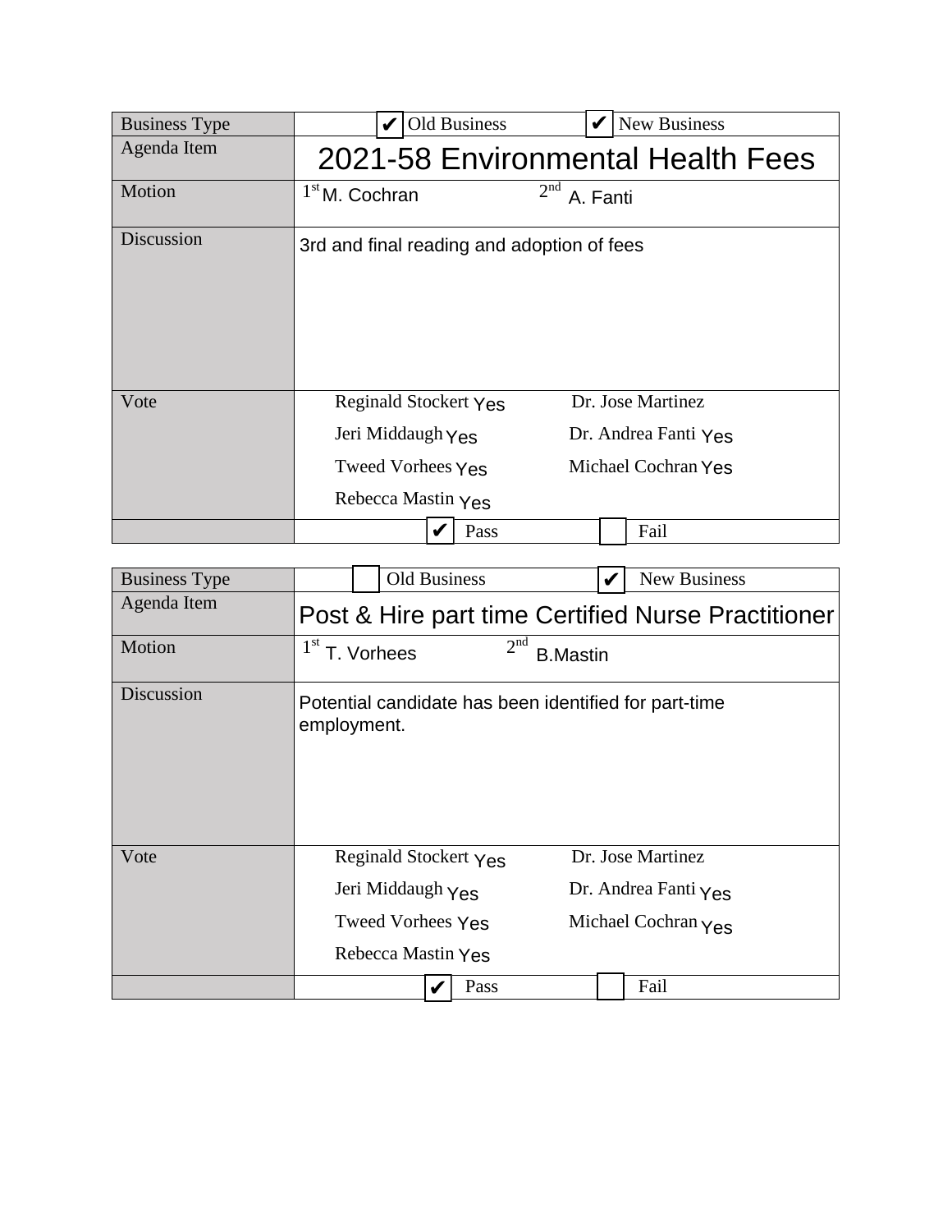| Business Type | ☑ Old Business ☑ New Business |
|---|---|
| Agenda Item | 2021-58 Environmental Health Fees |
| Motion | 1st M. Cochran 2nd A. Fanti |
| Discussion | 3rd and final reading and adoption of fees |
| Vote | Reginald Stockert Yes<br>Jeri Middaugh Yes<br>Tweed Vorhees Yes<br>Rebecca Mastin Yes<br>Dr. Jose Martinez<br>Dr. Andrea Fanti Yes<br>Michael Cochran Yes |
| | ☑ Pass ☐ Fail |

| Business Type | ☐ Old Business ☑ New Business |
|---|---|
| Agenda Item | Post & Hire part time Certified Nurse Practitioner |
| Motion | 1st T. Vorhees 2nd B.Mastin |
| Discussion | Potential candidate has been identified for part-time employment. |
| Vote | Reginald Stockert Yes<br>Jeri Middaugh Yes<br>Tweed Vorhees Yes<br>Rebecca Mastin Yes<br>Dr. Jose Martinez<br>Dr. Andrea Fanti Yes<br>Michael Cochran Yes |
| | ☑ Pass ☐ Fail |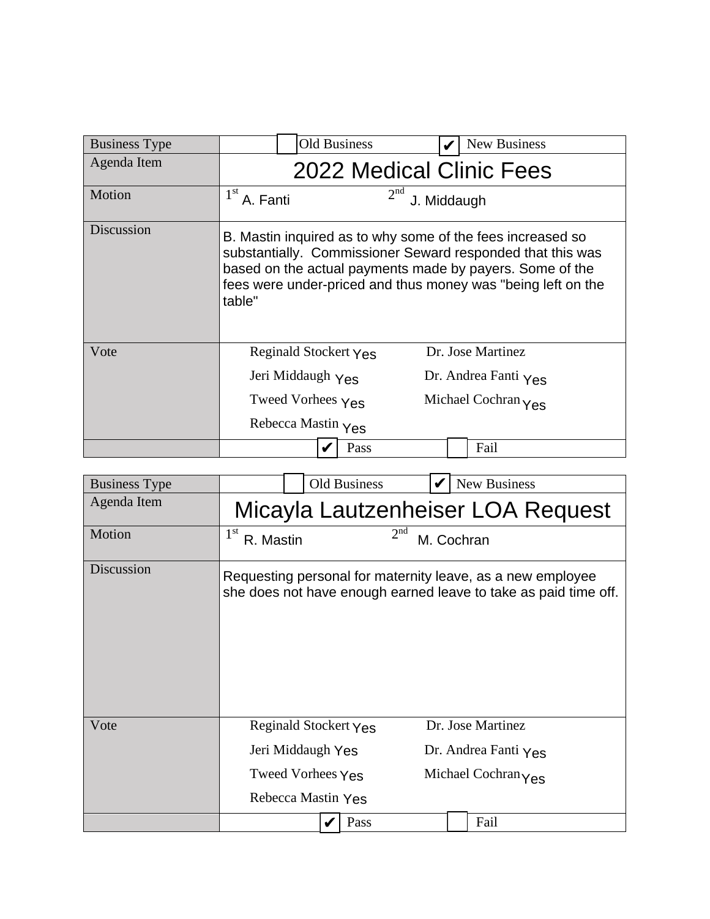| Business Type | ☐ Old Business ☑ New Business |
| --- | --- |
| Agenda Item | 2022 Medical Clinic Fees |
| Motion | 1st A. Fanti 2nd J. Middaugh |
| Discussion | B. Mastin inquired as to why some of the fees increased so substantially. Commissioner Seward responded that this was based on the actual payments made by payers. Some of the fees were under-priced and thus money was "being left on the table" |
| Vote | Reginald Stockert Yes<br>Jeri Middaugh Yes<br>Tweed Vorhees Yes<br>Rebecca Mastin Yes<br>Dr. Jose Martinez<br>Dr. Andrea Fanti Yes<br>Michael Cochran Yes |
| | ☑ Pass ☐ Fail |

| Business Type | ☐ Old Business ☑ New Business |
| --- | --- |
| Agenda Item | Micayla Lautzenheiser LOA Request |
| Motion | 1st R. Mastin 2nd M. Cochran |
| Discussion | Requesting personal for maternity leave, as a new employee she does not have enough earned leave to take as paid time off. |
| Vote | Reginald Stockert Yes<br>Jeri Middaugh Yes<br>Tweed Vorhees Yes<br>Rebecca Mastin Yes<br>Dr. Jose Martinez<br>Dr. Andrea Fanti Yes<br>Michael Cochran Yes |
| | ☑ Pass ☐ Fail |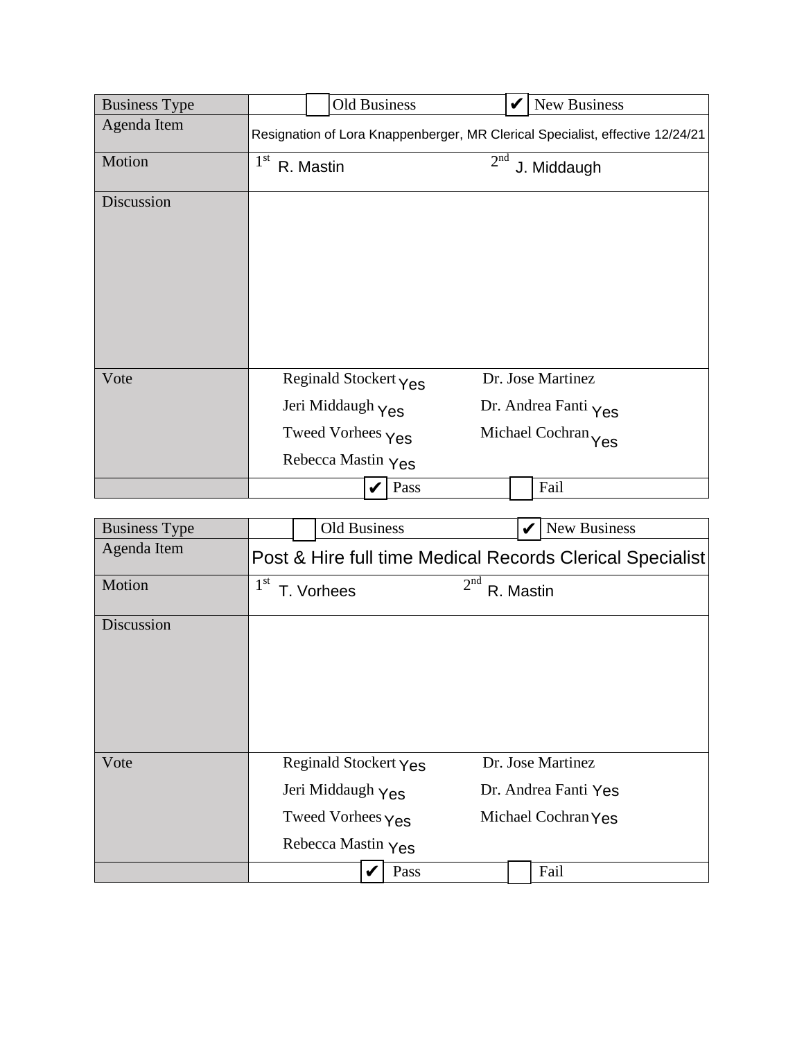| Business Type | ☐ Old Business | ☑ New Business |
|---|---|---|
| Agenda Item | Resignation of Lora Knappenberger, MR Clerical Specialist, effective 12/24/21 | |
| Motion | 1st R. Mastin | 2nd J. Middaugh |
| Discussion | | |
| Vote | Reginald Stockert Yes | Dr. Jose Martinez |
| | Jeri Middaugh Yes | Dr. Andrea Fanti Yes |
| | Tweed Vorhees Yes | Michael Cochran Yes |
| | Rebecca Mastin Yes | |
| | ☑ Pass | ☐ Fail |

| Business Type | ☐ Old Business | ☑ New Business |
|---|---|---|
| Agenda Item | Post & Hire full time Medical Records Clerical Specialist | |
| Motion | 1st T. Vorhees | 2nd R. Mastin |
| Discussion | | |
| Vote | Reginald Stockert Yes | Dr. Jose Martinez |
| | Jeri Middaugh Yes | Dr. Andrea Fanti Yes |
| | Tweed Vorhees Yes | Michael Cochran Yes |
| | Rebecca Mastin Yes | |
| | ☑ Pass | ☐ Fail |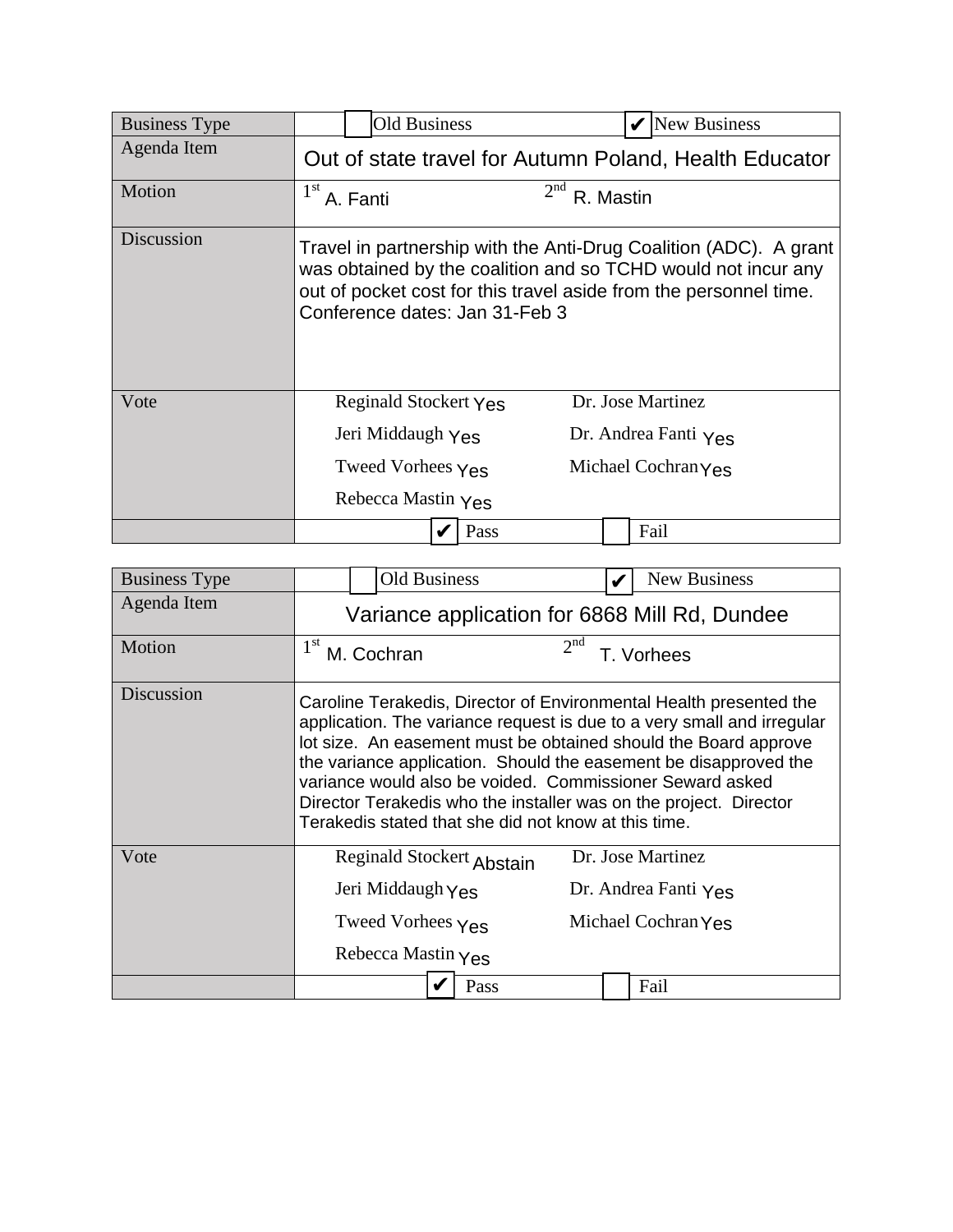| Business Type | ☐ Old Business ☑ New Business |
|---|---|
| Agenda Item | Out of state travel for Autumn Poland, Health Educator |
| Motion | 1st A. Fanti 2nd R. Mastin |
| Discussion | Travel in partnership with the Anti-Drug Coalition (ADC). A grant was obtained by the coalition and so TCHD would not incur any out of pocket cost for this travel aside from the personnel time. Conference dates: Jan 31-Feb 3 |
| Vote | Reginald Stockert Yes; Jeri Middaugh Yes; Tweed Vorhees Yes; Rebecca Mastin Yes; Dr. Jose Martinez; Dr. Andrea Fanti Yes; Michael Cochran Yes |
| | ☑ Pass ☐ Fail |

| Business Type | ☐ Old Business ☑ New Business |
|---|---|
| Agenda Item | Variance application for 6868 Mill Rd, Dundee |
| Motion | 1st M. Cochran 2nd T. Vorhees |
| Discussion | Caroline Terakedis, Director of Environmental Health presented the application. The variance request is due to a very small and irregular lot size. An easement must be obtained should the Board approve the variance application. Should the easement be disapproved the variance would also be voided. Commissioner Seward asked Director Terakedis who the installer was on the project. Director Terakedis stated that she did not know at this time. |
| Vote | Reginald Stockert Abstain; Jeri Middaugh Yes; Tweed Vorhees Yes; Rebecca Mastin Yes; Dr. Jose Martinez; Dr. Andrea Fanti Yes; Michael Cochran Yes |
| | ☑ Pass ☐ Fail |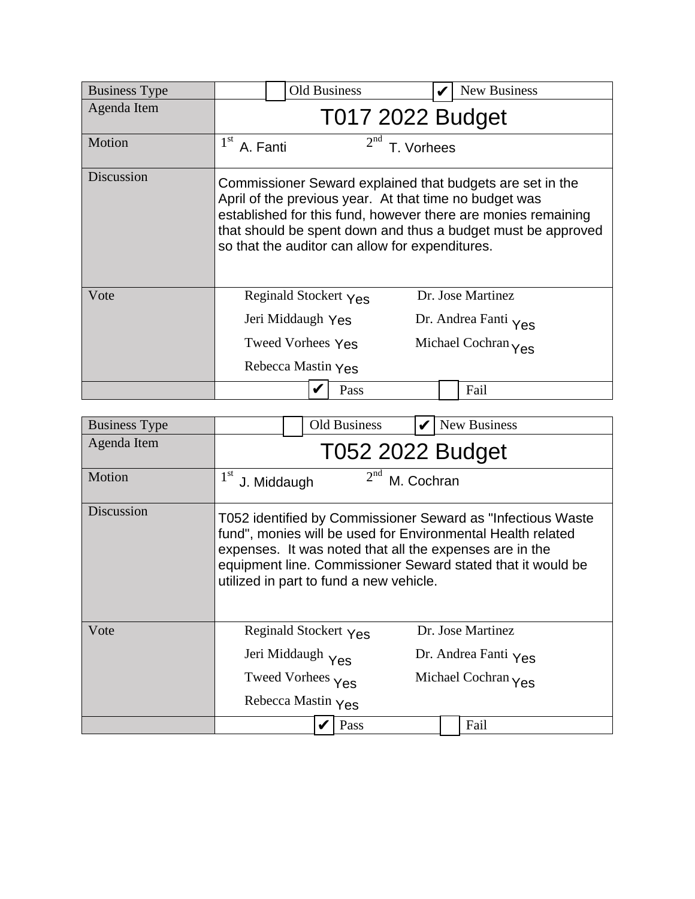| Business Type | ☐ Old Business ☑ New Business |
|---|---|
| Agenda Item | T017 2022 Budget |
| Motion | 1st A. Fanti 2nd T. Vorhees |
| Discussion | Commissioner Seward explained that budgets are set in the April of the previous year. At that time no budget was established for this fund, however there are monies remaining that should be spent down and thus a budget must be approved so that the auditor can allow for expenditures. |
| Vote | Reginald Stockert Yes; Dr. Jose Martinez; Jeri Middaugh Yes; Dr. Andrea Fanti Yes; Tweed Vorhees Yes; Michael Cochran Yes; Rebecca Mastin Yes |
| | ☑ Pass ☐ Fail |

| Business Type | ☐ Old Business ☑ New Business |
|---|---|
| Agenda Item | T052 2022 Budget |
| Motion | 1st J. Middaugh 2nd M. Cochran |
| Discussion | T052 identified by Commissioner Seward as "Infectious Waste fund", monies will be used for Environmental Health related expenses. It was noted that all the expenses are in the equipment line. Commissioner Seward stated that it would be utilized in part to fund a new vehicle. |
| Vote | Reginald Stockert Yes; Dr. Jose Martinez; Jeri Middaugh Yes; Dr. Andrea Fanti Yes; Tweed Vorhees Yes; Michael Cochran Yes; Rebecca Mastin Yes |
| | ☑ Pass ☐ Fail |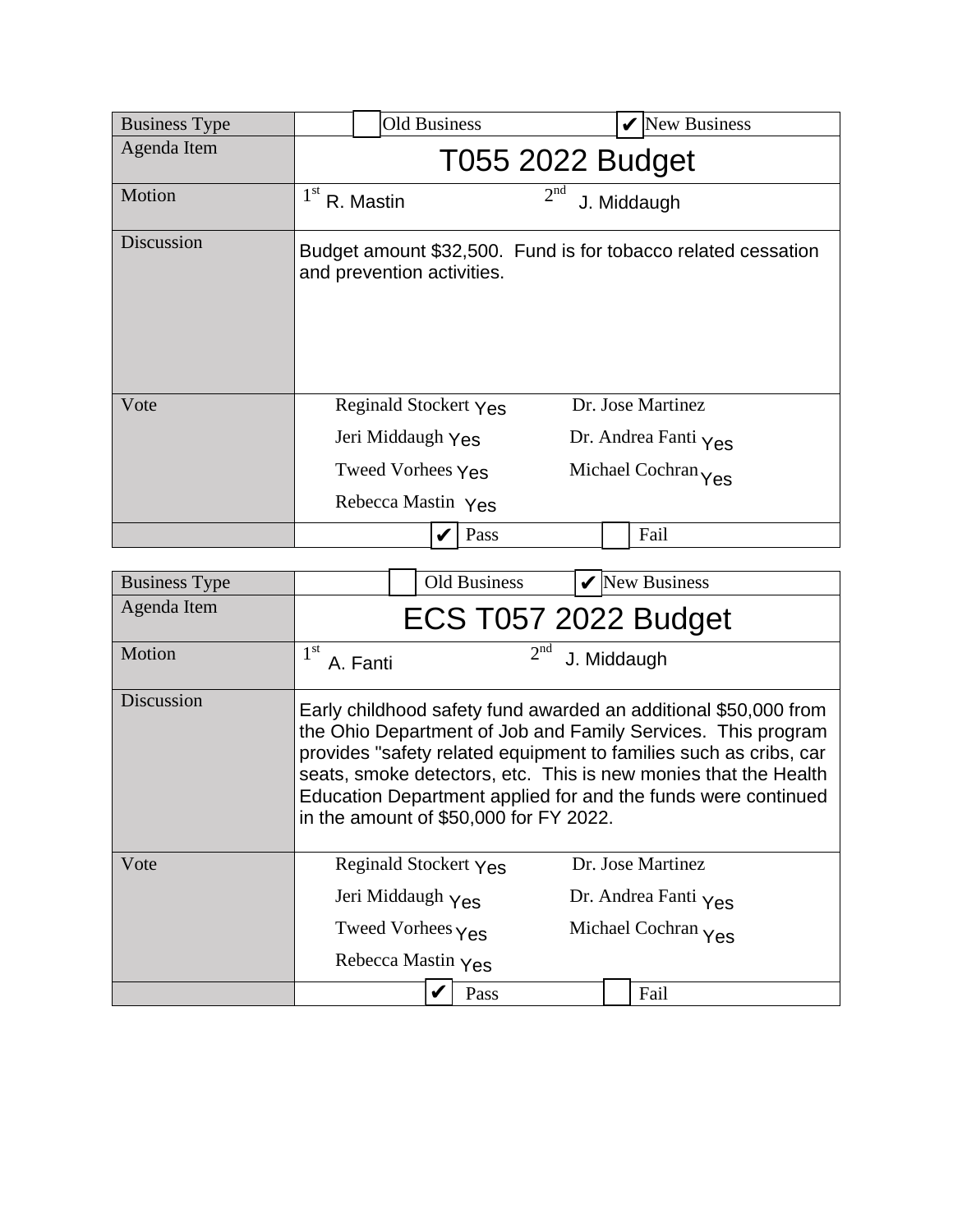| Business Type | ☐ Old Business ☑ New Business |
|---|---|
| Agenda Item | T055 2022 Budget |
| Motion | 1st R. Mastin 2nd J. Middaugh |
| Discussion | Budget amount $32,500. Fund is for tobacco related cessation and prevention activities. |
| Vote | Reginald Stockert Yes<br>Jeri Middaugh Yes<br>Tweed Vorhees Yes<br>Rebecca Mastin Yes<br>Dr. Jose Martinez<br>Dr. Andrea Fanti Yes<br>Michael Cochran Yes |
| | ☑ Pass ☐ Fail |

| Business Type | ☐ Old Business ☑ New Business |
|---|---|
| Agenda Item | ECS T057 2022 Budget |
| Motion | 1st A. Fanti 2nd J. Middaugh |
| Discussion | Early childhood safety fund awarded an additional $50,000 from the Ohio Department of Job and Family Services. This program provides "safety related equipment to families such as cribs, car seats, smoke detectors, etc. This is new monies that the Health Education Department applied for and the funds were continued in the amount of $50,000 for FY 2022. |
| Vote | Reginald Stockert Yes<br>Jeri Middaugh Yes<br>Tweed Vorhees Yes<br>Rebecca Mastin Yes<br>Dr. Jose Martinez<br>Dr. Andrea Fanti Yes<br>Michael Cochran Yes |
| | ☑ Pass ☐ Fail |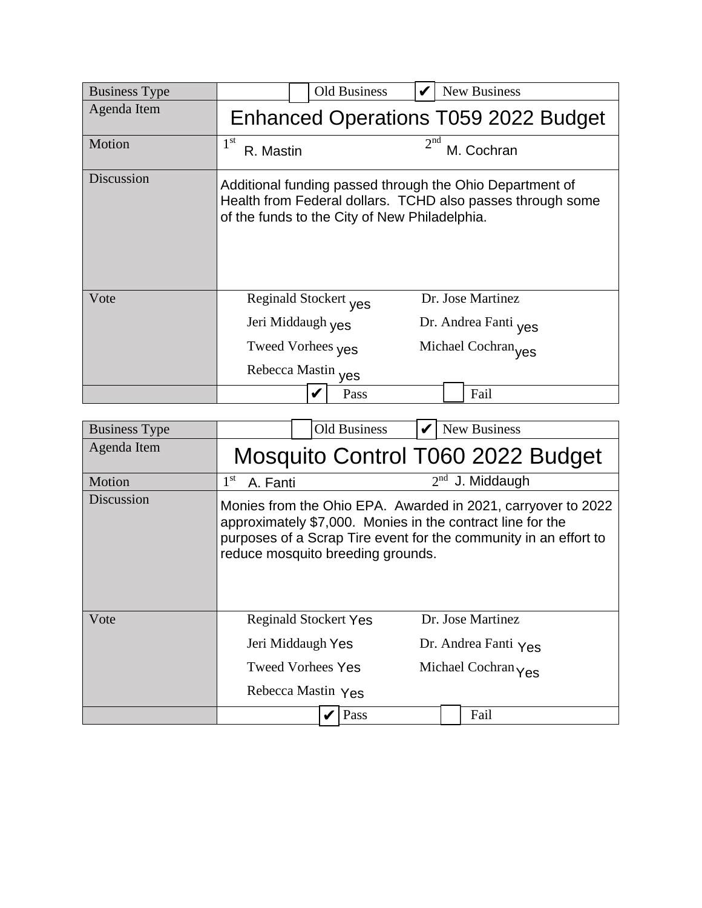| Business Type | ☐ Old Business ☑ New Business |
| --- | --- |
| Agenda Item | Enhanced Operations T059 2022 Budget |
| Motion | 1st R. Mastin  2nd M. Cochran |
| Discussion | Additional funding passed through the Ohio Department of Health from Federal dollars. TCHD also passes through some of the funds to the City of New Philadelphia. |
| Vote | Reginald Stockert yes; Jeri Middaugh yes; Tweed Vorhees yes; Rebecca Mastin yes; Dr. Jose Martinez; Dr. Andrea Fanti yes; Michael Cochran yes |
| | ☑ Pass ☐ Fail |

| Business Type | ☐ Old Business ☑ New Business |
| --- | --- |
| Agenda Item | Mosquito Control T060 2022 Budget |
| Motion | 1st A. Fanti  2nd J. Middaugh |
| Discussion | Monies from the Ohio EPA. Awarded in 2021, carryover to 2022 approximately $7,000. Monies in the contract line for the purposes of a Scrap Tire event for the community in an effort to reduce mosquito breeding grounds. |
| Vote | Reginald Stockert Yes; Jeri Middaugh Yes; Tweed Vorhees Yes; Rebecca Mastin Yes; Dr. Jose Martinez; Dr. Andrea Fanti Yes; Michael Cochran Yes |
| | ☑ Pass ☐ Fail |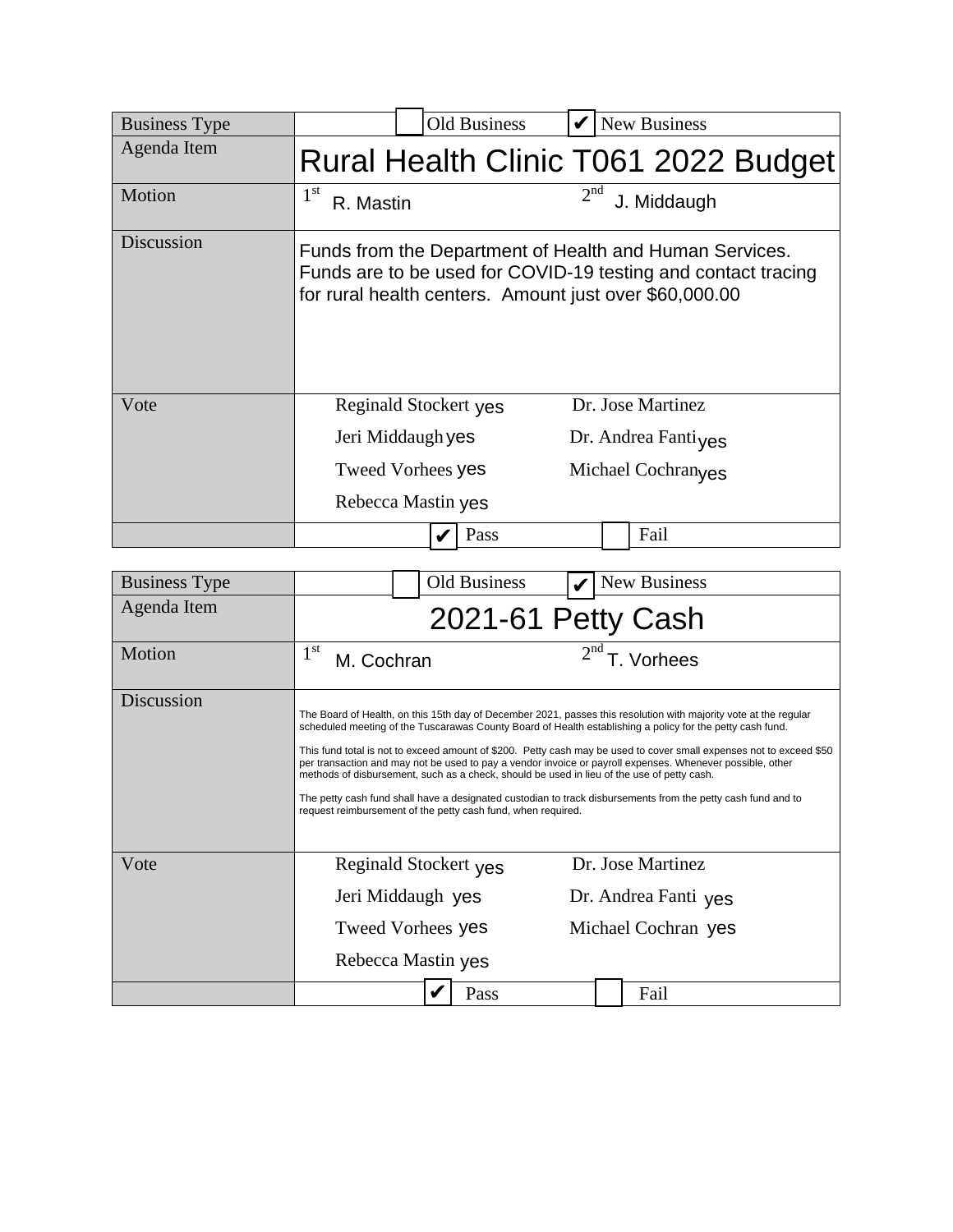| Business Type | ☐ Old Business ☑ New Business |
| --- | --- |
| Agenda Item | Rural Health Clinic T061 2022 Budget |
| Motion | 1st R. Mastin 2nd J. Middaugh |
| Discussion | Funds from the Department of Health and Human Services. Funds are to be used for COVID-19 testing and contact tracing for rural health centers. Amount just over $60,000.00 |
| Vote | Reginald Stockert yes; Jeri Middaugh yes; Tweed Vorhees yes; Rebecca Mastin yes; Dr. Jose Martinez; Dr. Andrea Fanti yes; Michael Cochran yes |
| | ☑ Pass ☐ Fail |

| Business Type | ☐ Old Business ☑ New Business |
| --- | --- |
| Agenda Item | 2021-61 Petty Cash |
| Motion | 1st M. Cochran 2nd T. Vorhees |
| Discussion | The Board of Health, on this 15th day of December 2021, passes this resolution with majority vote at the regular scheduled meeting of the Tuscarawas County Board of Health establishing a policy for the petty cash fund.<br><br>This fund total is not to exceed amount of $200. Petty cash may be used to cover small expenses not to exceed $50 per transaction and may not be used to pay a vendor invoice or payroll expenses. Whenever possible, other methods of disbursement, such as a check, should be used in lieu of the use of petty cash.<br><br>The petty cash fund shall have a designated custodian to track disbursements from the petty cash fund and to request reimbursement of the petty cash fund, when required. |
| Vote | Reginald Stockert yes; Jeri Middaugh yes; Tweed Vorhees yes; Rebecca Mastin yes; Dr. Jose Martinez; Dr. Andrea Fanti yes; Michael Cochran yes |
| | ☑ Pass ☐ Fail |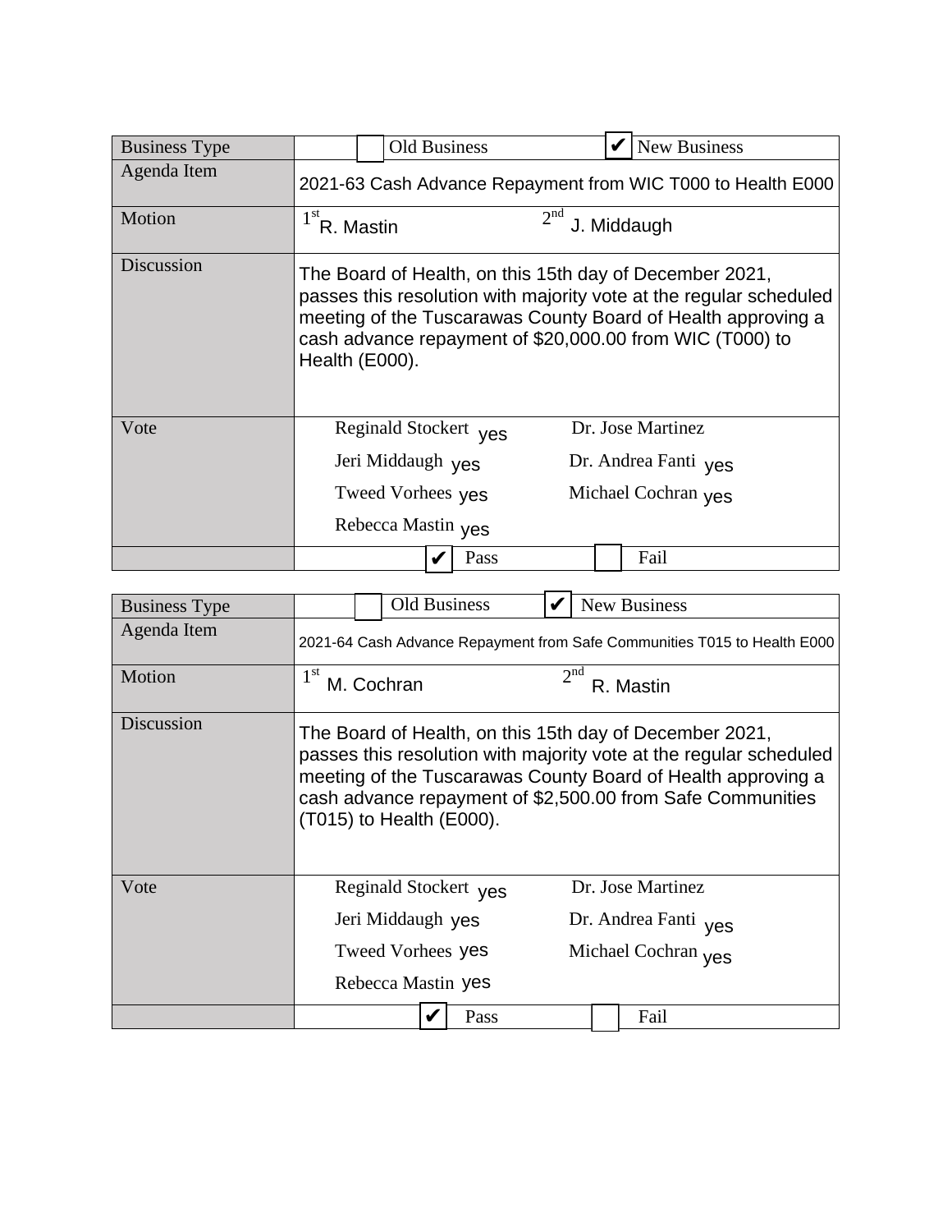| Business Type | ☐ Old Business ☑ New Business |
| --- | --- |
| Agenda Item | 2021-63 Cash Advance Repayment from WIC T000 to Health E000 |
| Motion | 1st R. Mastin 2nd J. Middaugh |
| Discussion | The Board of Health, on this 15th day of December 2021, passes this resolution with majority vote at the regular scheduled meeting of the Tuscarawas County Board of Health approving a cash advance repayment of $20,000.00 from WIC (T000) to Health (E000). |
| Vote | Reginald Stockert yes; Dr. Jose Martinez; Jeri Middaugh yes; Dr. Andrea Fanti yes; Tweed Vorhees yes; Michael Cochran yes; Rebecca Mastin yes |
| | ☑ Pass ☐ Fail |

| Business Type | ☐ Old Business ☑ New Business |
| --- | --- |
| Agenda Item | 2021-64 Cash Advance Repayment from Safe Communities T015 to Health E000 |
| Motion | 1st M. Cochran 2nd R. Mastin |
| Discussion | The Board of Health, on this 15th day of December 2021, passes this resolution with majority vote at the regular scheduled meeting of the Tuscarawas County Board of Health approving a cash advance repayment of $2,500.00 from Safe Communities (T015) to Health (E000). |
| Vote | Reginald Stockert yes; Dr. Jose Martinez; Jeri Middaugh yes; Dr. Andrea Fanti yes; Tweed Vorhees yes; Michael Cochran yes; Rebecca Mastin yes |
| | ☑ Pass ☐ Fail |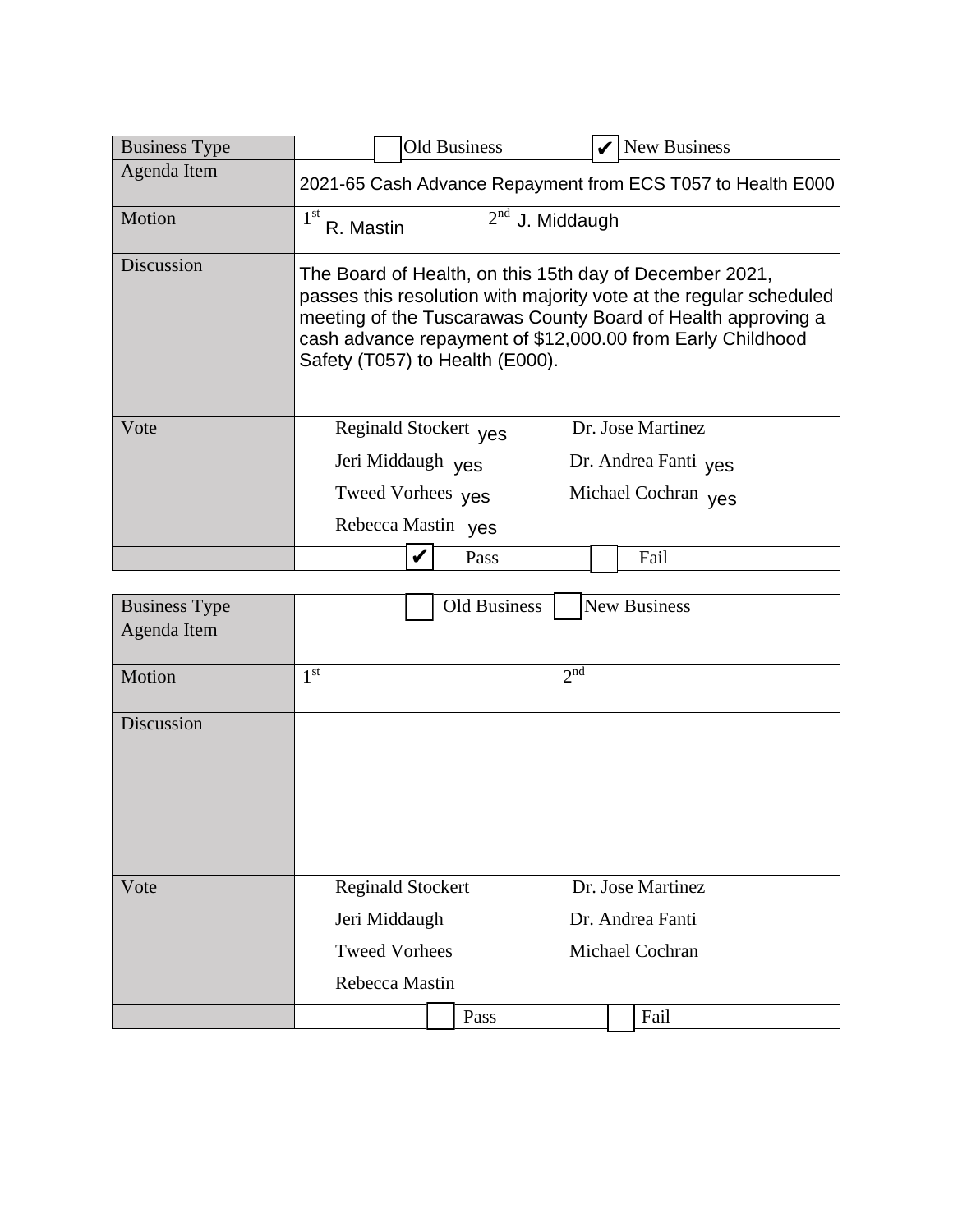| Business Type | ☐ Old Business ☑ New Business |
| --- | --- |
| Agenda Item | 2021-65 Cash Advance Repayment from ECS T057 to Health E000 |
| Motion | 1st R. Mastin 2nd J. Middaugh |
| Discussion | The Board of Health, on this 15th day of December 2021, passes this resolution with majority vote at the regular scheduled meeting of the Tuscarawas County Board of Health approving a cash advance repayment of $12,000.00 from Early Childhood Safety (T057) to Health (E000). |
| Vote | Reginald Stockert yes; Dr. Jose Martinez; Jeri Middaugh yes; Dr. Andrea Fanti yes; Tweed Vorhees yes; Michael Cochran yes; Rebecca Mastin yes |
| | ☑ Pass ☐ Fail |

| Business Type | ☐ Old Business ☐ New Business |
| --- | --- |
| Agenda Item | |
| Motion | 1st 2nd |
| Discussion | |
| Vote | Reginald Stockert; Dr. Jose Martinez; Jeri Middaugh; Dr. Andrea Fanti; Tweed Vorhees; Michael Cochran; Rebecca Mastin |
| | ☐ Pass ☐ Fail |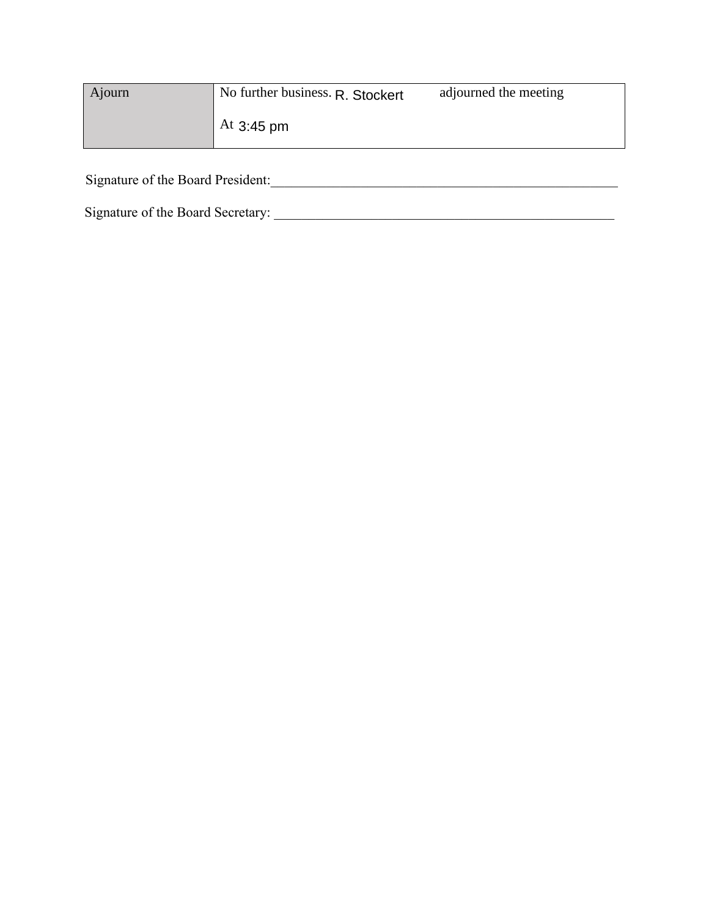| | |
|---|---|
| Ajourn | No further business. R. Stockert adjourned the meeting<br><br>At 3:45 pm |

Signature of the Board President:_______________________________________________________

Signature of the Board Secretary: ______________________________________________________